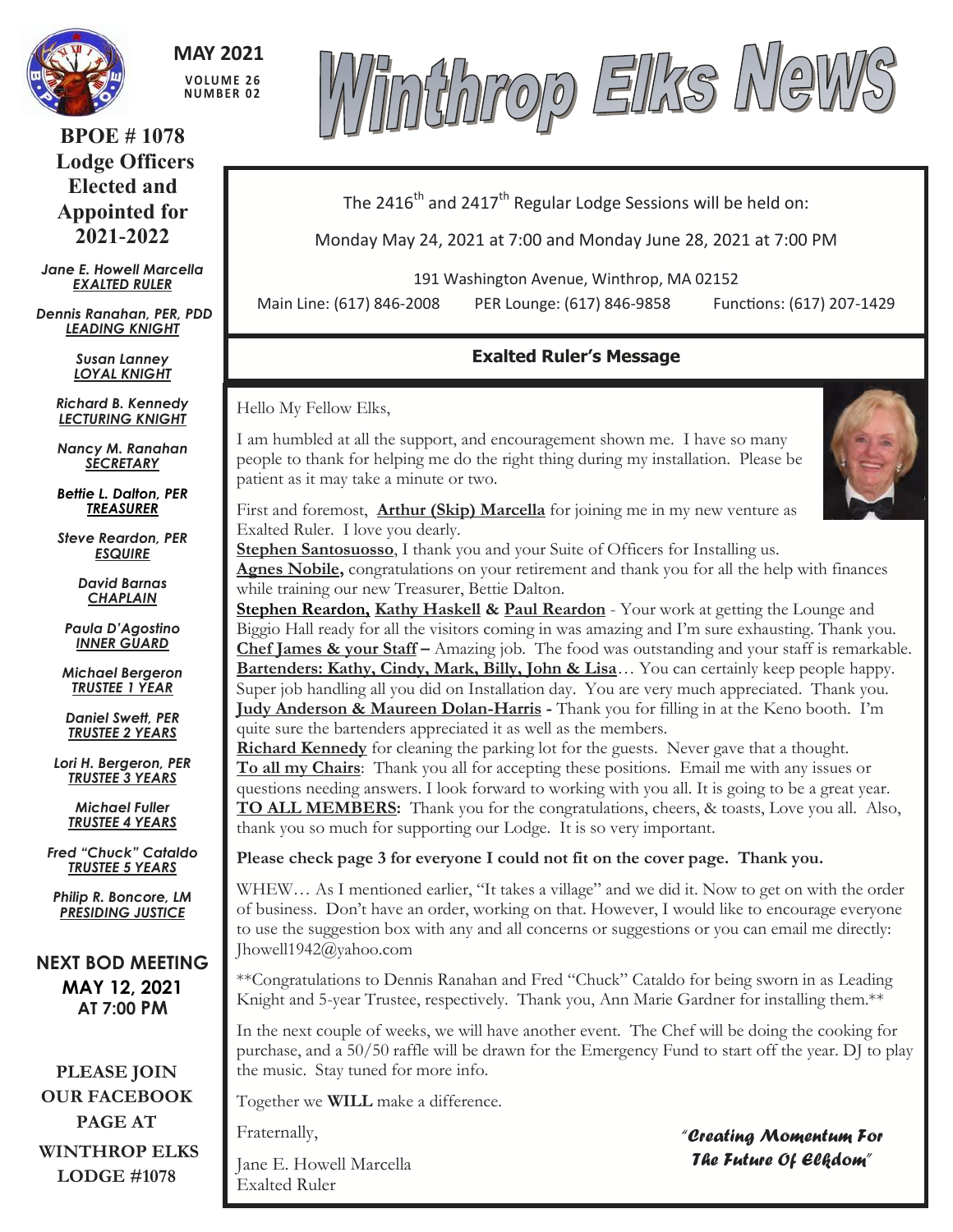# Winthrop Elks News

**MAY 2021**
**VOLUME 26**
**NUMBER 02**

The 2416th and 2417th Regular Lodge Sessions will be held on:

Monday May 24, 2021 at 7:00 and Monday June 28, 2021 at 7:00 PM

191 Washington Avenue, Winthrop, MA 02152

Main Line: (617) 846-2008 PER Lounge: (617) 846-9858 Functions: (617) 207-1429

## Exalted Ruler's Message

Hello My Fellow Elks,

I am humbled at all the support, and encouragement shown me. I have so many people to thank for helping me do the right thing during my installation. Please be patient as it may take a minute or two.

First and foremost, **Arthur (Skip) Marcella** for joining me in my new venture as Exalted Ruler. I love you dearly.

**Stephen Santosuosso**, I thank you and your Suite of Officers for Installing us.

**Agnes Nobile,** congratulations on your retirement and thank you for all the help with finances while training our new Treasurer, Bettie Dalton.

**Stephen Reardon, Kathy Haskell & Paul Reardon** - Your work at getting the Lounge and Biggio Hall ready for all the visitors coming in was amazing and I'm sure exhausting. Thank you.

**Chef James & your Staff –** Amazing job. The food was outstanding and your staff is remarkable.

**Bartenders: Kathy, Cindy, Mark, Billy, John & Lisa**… You can certainly keep people happy. Super job handling all you did on Installation day. You are very much appreciated. Thank you.

**Judy Anderson & Maureen Dolan-Harris -** Thank you for filling in at the Keno booth. I'm quite sure the bartenders appreciated it as well as the members.

**Richard Kennedy** for cleaning the parking lot for the guests. Never gave that a thought.

**To all my Chairs**: Thank you all for accepting these positions. Email me with any issues or questions needing answers. I look forward to working with you all. It is going to be a great year.

**TO ALL MEMBERS:** Thank you for the congratulations, cheers, & toasts, Love you all. Also, thank you so much for supporting our Lodge. It is so very important.

**Please check page 3 for everyone I could not fit on the cover page. Thank you.**

WHEW… As I mentioned earlier, "It takes a village" and we did it. Now to get on with the order of business. Don't have an order, working on that. However, I would like to encourage everyone to use the suggestion box with any and all concerns or suggestions or you can email me directly: Jhowell1942@yahoo.com

**Congratulations to Dennis Ranahan and Fred "Chuck" Cataldo for being sworn in as Leading Knight and 5-year Trustee, respectively. Thank you, Ann Marie Gardner for installing them.**

In the next couple of weeks, we will have another event. The Chef will be doing the cooking for purchase, and a 50/50 raffle will be drawn for the Emergency Fund to start off the year. DJ to play the music. Stay tuned for more info.

Together we **WILL** make a difference.

Fraternally,

Jane E. Howell Marcella
Exalted Ruler

*"Creating Momentum For The Future Of Elkdom"*

---

## BPOE # 1078 Lodge Officers Elected and Appointed for 2021-2022

*Jane E. Howell Marcella*
*EXALTED RULER*

*Dennis Ranahan, PER, PDD*
*LEADING KNIGHT*

*Susan Lanney*
*LOYAL KNIGHT*

*Richard B. Kennedy*
*LECTURING KNIGHT*

*Nancy M. Ranahan*
*SECRETARY*

*Bettie L. Dalton, PER*
*TREASURER*

*Steve Reardon, PER*
*ESQUIRE*

*David Barnas*
*CHAPLAIN*

*Paula D'Agostino*
*INNER GUARD*

*Michael Bergeron*
*TRUSTEE 1 YEAR*

*Daniel Swett, PER*
*TRUSTEE 2 YEARS*

*Lori H. Bergeron, PER*
*TRUSTEE 3 YEARS*

*Michael Fuller*
*TRUSTEE 4 YEARS*

*Fred "Chuck" Cataldo*
*TRUSTEE 5 YEARS*

*Philip R. Boncore, LM*
*PRESIDING JUSTICE*

**NEXT BOD MEETING**
**MAY 12, 2021**
**AT 7:00 PM**

**PLEASE JOIN OUR FACEBOOK PAGE AT WINTHROP ELKS LODGE #1078**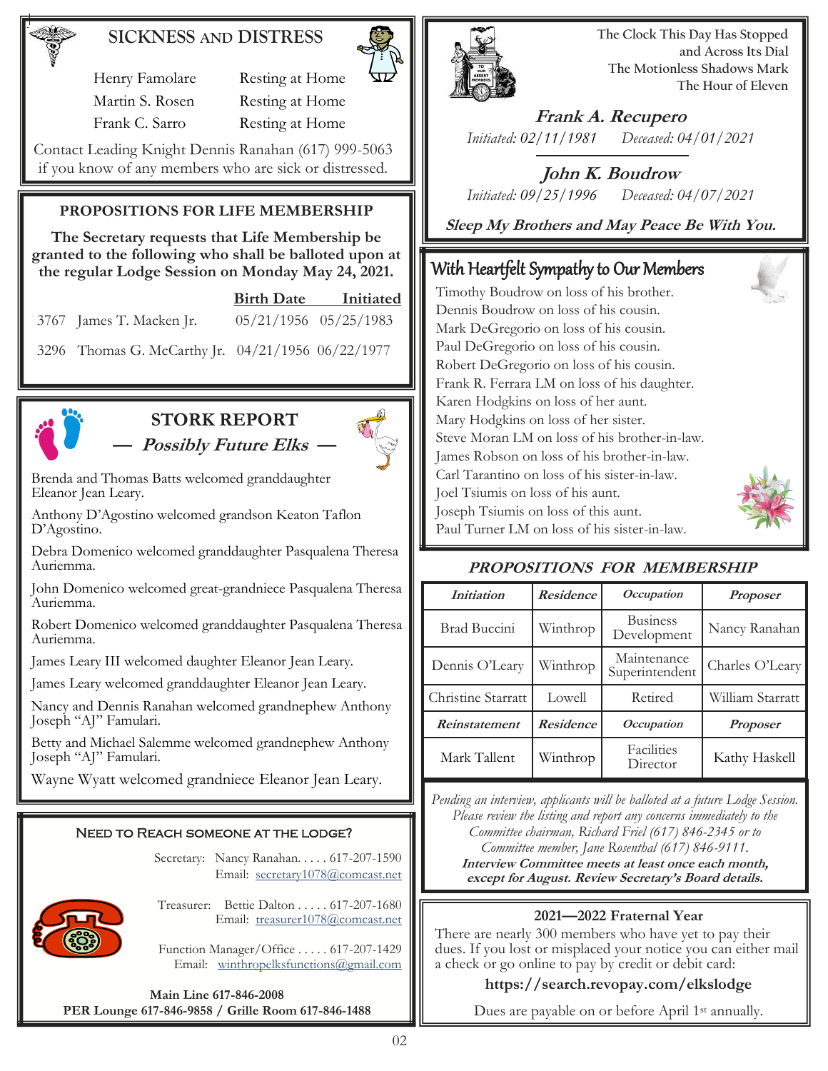## SICKNESS AND DISTRESS

| | |
|---|---|
| Henry Famolare | Resting at Home |
| Martin S. Rosen | Resting at Home |
| Frank C. Sarro | Resting at Home |

Contact Leading Knight Dennis Ranahan (617) 999-5063 if you know of any members who are sick or distressed.

## PROPOSITIONS FOR LIFE MEMBERSHIP

**The Secretary requests that Life Membership be granted to the following who shall be balloted upon at the regular Lodge Session on Monday May 24, 2021.**

| | | Birth Date | Initiated |
|---|---|---|---|
| 3767 | James T. Macken Jr. | 05/21/1956 | 05/25/1983 |
| 3296 | Thomas G. McCarthy Jr. | 04/21/1956 | 06/22/1977 |

## STORK REPORT

### — *Possibly Future Elks* —

Brenda and Thomas Batts welcomed granddaughter Eleanor Jean Leary.

Anthony D'Agostino welcomed grandson Keaton Taflon D'Agostino.

Debra Domenico welcomed granddaughter Pasqualena Theresa Auriemma.

John Domenico welcomed great-grandniece Pasqualena Theresa Auriemma.

Robert Domenico welcomed granddaughter Pasqualena Theresa Auriemma.

James Leary III welcomed daughter Eleanor Jean Leary.

James Leary welcomed granddaughter Eleanor Jean Leary.

Nancy and Dennis Ranahan welcomed grandnephew Anthony Joseph "AJ" Famulari.

Betty and Michael Salemme welcomed grandnephew Anthony Joseph "AJ" Famulari.

Wayne Wyatt welcomed grandniece Eleanor Jean Leary.

## NEED TO REACH SOMEONE AT THE LODGE?

Secretary: Nancy Ranahan. . . . . 617-207-1590
Email: secretary1078@comcast.net

Treasurer: Bettie Dalton . . . . . 617-207-1680
Email: treasurer1078@comcast.net

Function Manager/Office . . . . . 617-207-1429
Email: winthropelksfunctions@gmail.com

**Main Line 617-846-2008**
**PER Lounge 617-846-9858 / Grille Room 617-846-1488**

---

The Clock This Day Has Stopped
and Across Its Dial
The Motionless Shadows Mark
The Hour of Eleven

### *Frank A. Recupero*

*Initiated: 02/11/1981 Deceased: 04/01/2021*

### *John K. Boudrow*

*Initiated: 09/25/1996 Deceased: 04/07/2021*

***Sleep My Brothers and May Peace Be With You.***

## With Heartfelt Sympathy to Our Members

Timothy Boudrow on loss of his brother.
Dennis Boudrow on loss of his cousin.
Mark DeGregorio on loss of his cousin.
Paul DeGregorio on loss of his cousin.
Robert DeGregorio on loss of his cousin.
Frank R. Ferrara LM on loss of his daughter.
Karen Hodgkins on loss of her aunt.
Mary Hodgkins on loss of her sister.
Steve Moran LM on loss of his brother-in-law.
James Robson on loss of his brother-in-law.
Carl Tarantino on loss of his sister-in-law.
Joel Tsiumis on loss of his aunt.
Joseph Tsiumis on loss of this aunt.
Paul Turner LM on loss of his sister-in-law.

## *PROPOSITIONS FOR MEMBERSHIP*

| *Initiation* | *Residence* | *Occupation* | *Proposer* |
|---|---|---|---|
| Brad Buccini | Winthrop | Business Development | Nancy Ranahan |
| Dennis O'Leary | Winthrop | Maintenance Superintendent | Charles O'Leary |
| Christine Starratt | Lowell | Retired | William Starratt |
| ***Reinstatement*** | ***Residence*** | ***Occupation*** | ***Proposer*** |
| Mark Tallent | Winthrop | Facilities Director | Kathy Haskell |

*Pending an interview, applicants will be balloted at a future Lodge Session. Please review the listing and report any concerns immediately to the Committee chairman, Richard Friel (617) 846-2345 or to Committee member, Jane Rosenthal (617) 846-9111.*
***Interview Committee meets at least once each month, except for August. Review Secretary's Board details.***

## 2021—2022 Fraternal Year

There are nearly 300 members who have yet to pay their dues. If you lost or misplaced your notice you can either mail a check or go online to pay by credit or debit card:

**https://search.revopay.com/elkslodge**

Dues are payable on or before April 1st annually.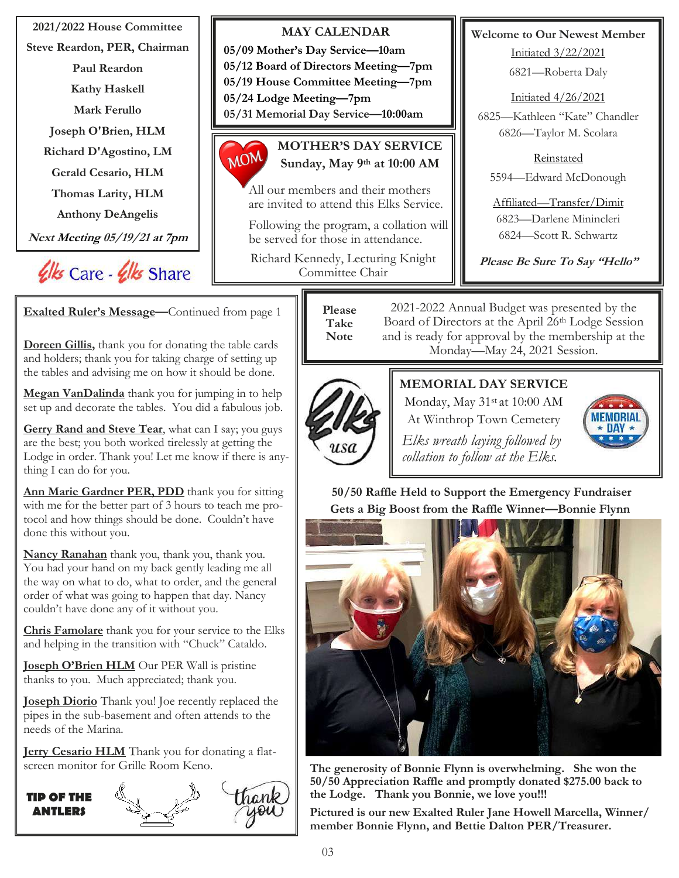**2021/2022 House Committee**

**Steve Reardon, PER, Chairman**

**Paul Reardon**

**Kathy Haskell**

**Mark Ferullo**

**Joseph O'Brien, HLM**

**Richard D'Agostino, LM**

**Gerald Cesario, HLM**

**Thomas Larity, HLM**

**Anthony DeAngelis**

***Next Meeting 05/19/21 at 7pm***

Elks Care - Elks Share

## MAY CALENDAR

**05/09 Mother's Day Service—10am**
**05/12 Board of Directors Meeting—7pm**
**05/19 House Committee Meeting—7pm**
**05/24 Lodge Meeting—7pm**
**05/31 Memorial Day Service—10:00am**

## MOTHER'S DAY SERVICE

**Sunday, May 9th at 10:00 AM**

All our members and their mothers are invited to attend this Elks Service.

Following the program, a collation will be served for those in attendance.

Richard Kennedy, Lecturing Knight Committee Chair

## Welcome to Our Newest Member

Initiated 3/22/2021

6821—Roberta Daly

Initiated 4/26/2021

6825—Kathleen "Kate" Chandler
6826—Taylor M. Scolara

Reinstated

5594—Edward McDonough

Affiliated—Transfer/Dimit

6823—Darlene Minincleri
6824—Scott R. Schwartz

***Please Be Sure To Say "Hello"***

**Exalted Ruler's Message**—Continued from page 1

**Doreen Gillis,** thank you for donating the table cards and holders; thank you for taking charge of setting up the tables and advising me on how it should be done.

**Megan VanDalinda** thank you for jumping in to help set up and decorate the tables. You did a fabulous job.

**Gerry Rand and Steve Tear**, what can I say; you guys are the best; you both worked tirelessly at getting the Lodge in order. Thank you! Let me know if there is anything I can do for you.

**Ann Marie Gardner PER, PDD** thank you for sitting with me for the better part of 3 hours to teach me protocol and how things should be done. Couldn't have done this without you.

**Nancy Ranahan** thank you, thank you, thank you. You had your hand on my back gently leading me all the way on what to do, what to order, and the general order of what was going to happen that day. Nancy couldn't have done any of it without you.

**Chris Famolare** thank you for your service to the Elks and helping in the transition with "Chuck" Cataldo.

**Joseph O'Brien HLM** Our PER Wall is pristine thanks to you. Much appreciated; thank you.

**Joseph Diorio** Thank you! Joe recently replaced the pipes in the sub-basement and often attends to the needs of the Marina.

**Jerry Cesario HLM** Thank you for donating a flat-screen monitor for Grille Room Keno.

**TIP OF THE ANTLERS**

**Please Take Note**

2021-2022 Annual Budget was presented by the Board of Directors at the April 26th Lodge Session and is ready for approval by the membership at the Monday—May 24, 2021 Session.

## MEMORIAL DAY SERVICE

Monday, May 31st at 10:00 AM
At Winthrop Town Cemetery

*Elks wreath laying followed by collation to follow at the Elks.*

**50/50 Raffle Held to Support the Emergency Fundraiser Gets a Big Boost from the Raffle Winner—Bonnie Flynn**

**The generosity of Bonnie Flynn is overwhelming. She won the 50/50 Appreciation Raffle and promptly donated $275.00 back to the Lodge. Thank you Bonnie, we love you!!!**

**Pictured is our new Exalted Ruler Jane Howell Marcella, Winner/member Bonnie Flynn, and Bettie Dalton PER/Treasurer.**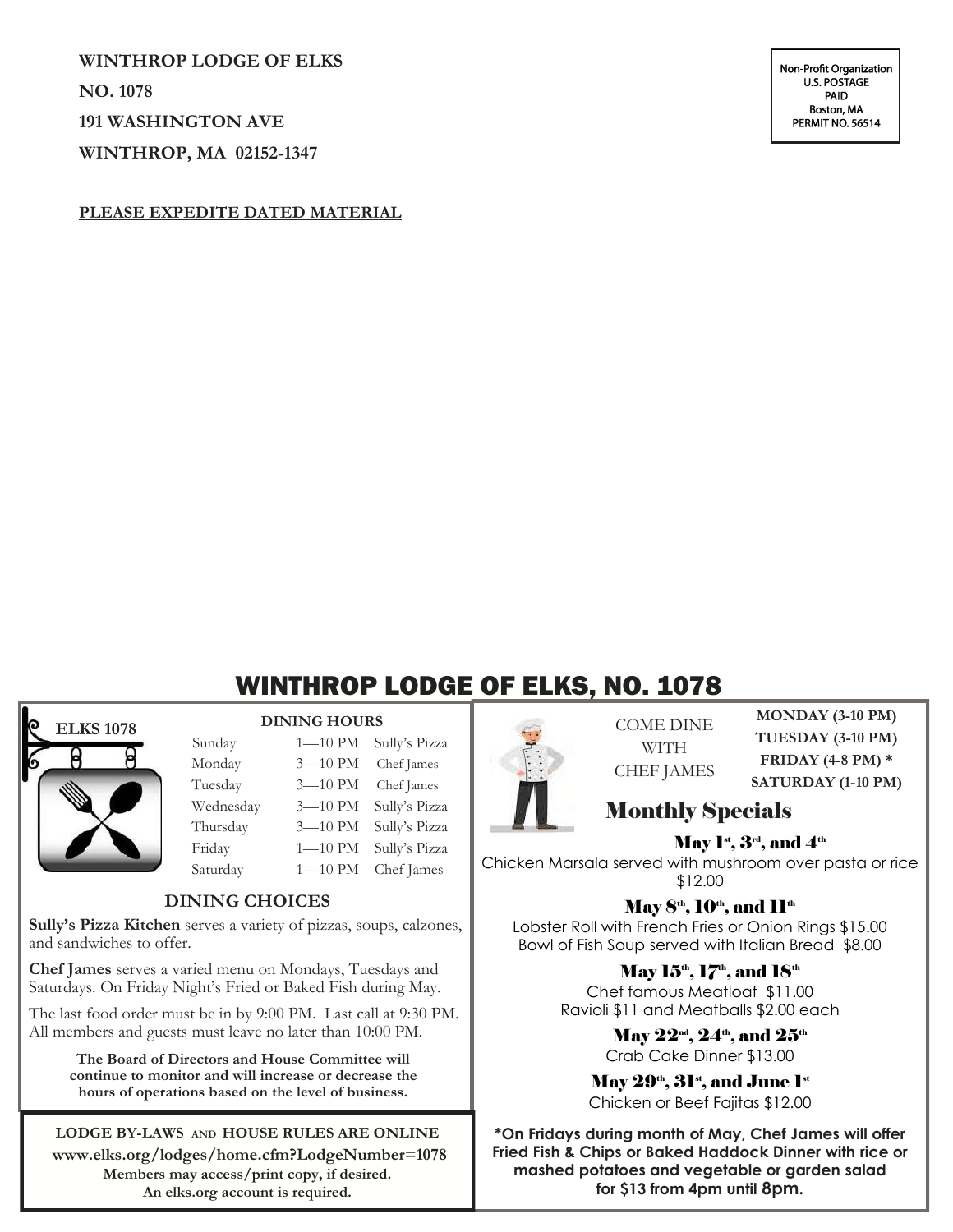**WINTHROP LODGE OF ELKS**

**NO. 1078**

**191 WASHINGTON AVE**

**WINTHROP, MA 02152-1347**

Non-Profit Organization
U.S. POSTAGE
PAID
Boston, MA
PERMIT NO. 56514

**PLEASE EXPEDITE DATED MATERIAL**

# WINTHROP LODGE OF ELKS, NO. 1078

ELKS 1078

### DINING HOURS

| | | |
|---|---|---|
| Sunday | 1—10 PM | Sully's Pizza |
| Monday | 3—10 PM | Chef James |
| Tuesday | 3—10 PM | Chef James |
| Wednesday | 3—10 PM | Sully's Pizza |
| Thursday | 3—10 PM | Sully's Pizza |
| Friday | 1—10 PM | Sully's Pizza |
| Saturday | 1—10 PM | Chef James |

### DINING CHOICES

**Sully's Pizza Kitchen** serves a variety of pizzas, soups, calzones, and sandwiches to offer.

**Chef James** serves a varied menu on Mondays, Tuesdays and Saturdays. On Friday Night's Fried or Baked Fish during May.

The last food order must be in by 9:00 PM. Last call at 9:30 PM. All members and guests must leave no later than 10:00 PM.

**The Board of Directors and House Committee will continue to monitor and will increase or decrease the hours of operations based on the level of business.**

**LODGE BY-LAWS AND HOUSE RULES ARE ONLINE**
**www.elks.org/lodges/home.cfm?LodgeNumber=1078**
**Members may access/print copy, if desired.**
**An elks.org account is required.**

COME DINE WITH CHEF JAMES

**MONDAY (3-10 PM)**
**TUESDAY (3-10 PM)**
**FRIDAY (4-8 PM) ***
**SATURDAY (1-10 PM)**

## Monthly Specials

**May 1st, 3rd, and 4th**
Chicken Marsala served with mushroom over pasta or rice $12.00

**May 8th, 10th, and 11th**
Lobster Roll with French Fries or Onion Rings $15.00
Bowl of Fish Soup served with Italian Bread $8.00

**May 15th, 17th, and 18th**
Chef famous Meatloaf $11.00
Ravioli $11 and Meatballs $2.00 each

**May 22nd, 24th, and 25th**
Crab Cake Dinner $13.00

**May 29th, 31st, and June 1st**
Chicken or Beef Fajitas $12.00

***On Fridays during month of May, Chef James will offer Fried Fish & Chips or Baked Haddock Dinner with rice or mashed potatoes and vegetable or garden salad for $13 from 4pm until 8pm.**